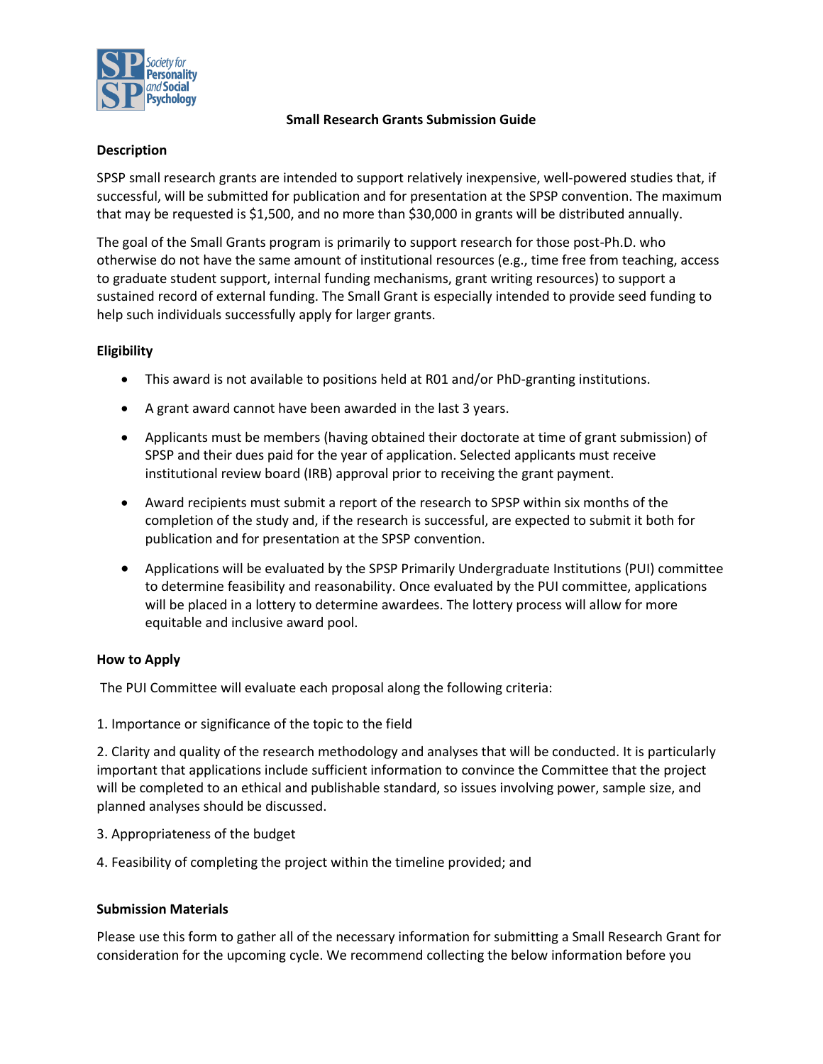**Small Research Grants Submission Guide**

**Description**

SPSP small research grants are intended to support relatively inexpensive, well-powered studies that, if successful, will be submitted for publication and for presentation at the SPSP convention. The maximum that may be requested is $1,500, and no more than $30,000 in grants will be distributed annually.

The goal of the Small Grants program is primarily to support research for those post-Ph.D. who otherwise do not have the same amount of institutional resources (e.g., time free from teaching, access to graduate student support, internal funding mechanisms, grant writing resources) to support a sustained record of external funding. The Small Grant is especially intended to provide seed funding to help such individuals successfully apply for larger grants.

**Eligibility**

- This award is not available to positions held at R01 and/or PhD-granting institutions.
- A grant award cannot have been awarded in the last 3 years.
- Applicants must be members (having obtained their doctorate at time of grant submission) of SPSP and their dues paid for the year of application. Selected applicants must receive institutional review board (IRB) approval prior to receiving the grant payment.
- Award recipients must submit a report of the research to SPSP within six months of the completion of the study and, if the research is successful, are expected to submit it both for publication and for presentation at the SPSP convention.
- Applications will be evaluated by the SPSP Primarily Undergraduate Institutions (PUI) committee to determine feasibility and reasonability. Once evaluated by the PUI committee, applications will be placed in a lottery to determine awardees. The lottery process will allow for more equitable and inclusive award pool.

**How to Apply**

The PUI Committee will evaluate each proposal along the following criteria:

1. Importance or significance of the topic to the field

2. Clarity and quality of the research methodology and analyses that will be conducted. It is particularly important that applications include sufficient information to convince the Committee that the project will be completed to an ethical and publishable standard, so issues involving power, sample size, and planned analyses should be discussed.

3. Appropriateness of the budget

4. Feasibility of completing the project within the timeline provided; and

**Submission Materials**

Please use this form to gather all of the necessary information for submitting a Small Research Grant for consideration for the upcoming cycle. We recommend collecting the below information before you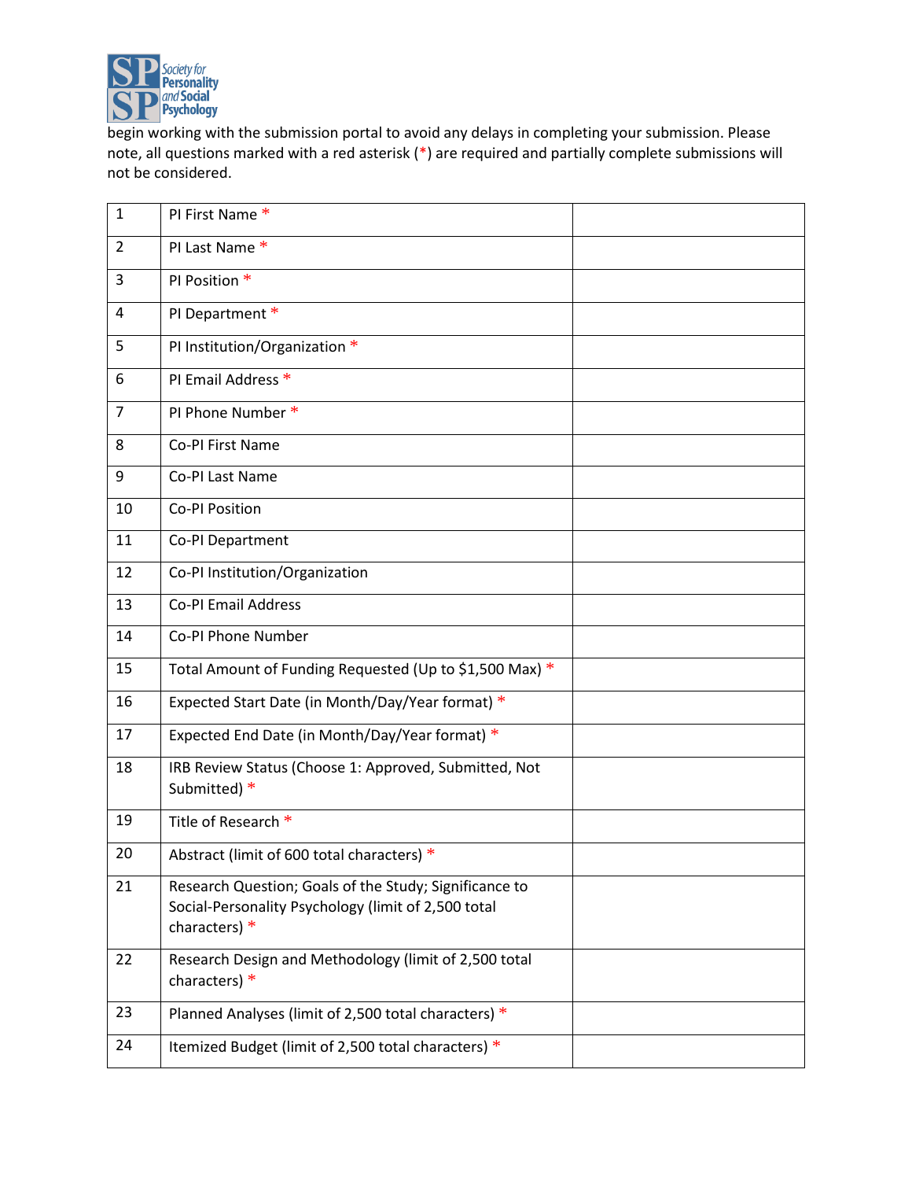begin working with the submission portal to avoid any delays in completing your submission. Please note, all questions marked with a red asterisk (*) are required and partially complete submissions will not be considered.

| | | |
|---|---|---|
| 1 | PI First Name * | |
| 2 | PI Last Name * | |
| 3 | PI Position * | |
| 4 | PI Department * | |
| 5 | PI Institution/Organization * | |
| 6 | PI Email Address * | |
| 7 | PI Phone Number * | |
| 8 | Co-PI First Name | |
| 9 | Co-PI Last Name | |
| 10 | Co-PI Position | |
| 11 | Co-PI Department | |
| 12 | Co-PI Institution/Organization | |
| 13 | Co-PI Email Address | |
| 14 | Co-PI Phone Number | |
| 15 | Total Amount of Funding Requested (Up to $1,500 Max) * | |
| 16 | Expected Start Date (in Month/Day/Year format) * | |
| 17 | Expected End Date (in Month/Day/Year format) * | |
| 18 | IRB Review Status (Choose 1: Approved, Submitted, Not Submitted) * | |
| 19 | Title of Research * | |
| 20 | Abstract (limit of 600 total characters) * | |
| 21 | Research Question; Goals of the Study; Significance to Social-Personality Psychology (limit of 2,500 total characters) * | |
| 22 | Research Design and Methodology (limit of 2,500 total characters) * | |
| 23 | Planned Analyses (limit of 2,500 total characters) * | |
| 24 | Itemized Budget (limit of 2,500 total characters) * | |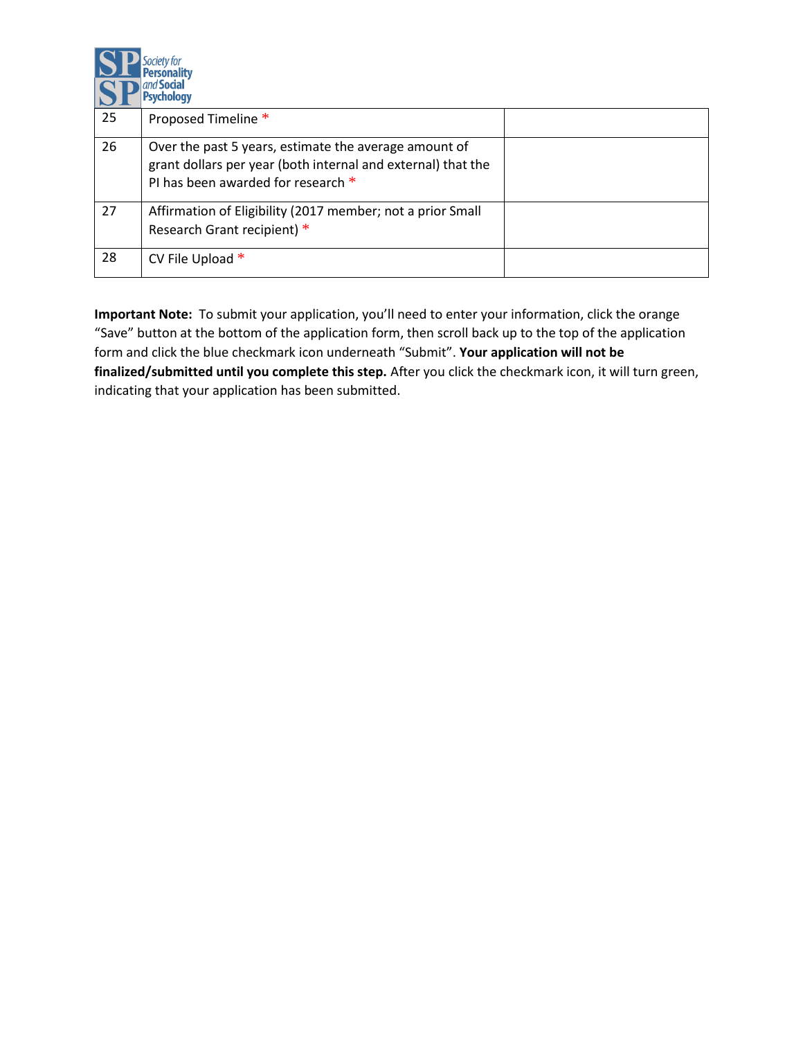| | | |
|---|---|---|
| 25 | Proposed Timeline * | |
| 26 | Over the past 5 years, estimate the average amount of grant dollars per year (both internal and external) that the PI has been awarded for research * | |
| 27 | Affirmation of Eligibility (2017 member; not a prior Small Research Grant recipient) * | |
| 28 | CV File Upload * | |

**Important Note:** To submit your application, you'll need to enter your information, click the orange "Save" button at the bottom of the application form, then scroll back up to the top of the application form and click the blue checkmark icon underneath "Submit". **Your application will not be finalized/submitted until you complete this step.** After you click the checkmark icon, it will turn green, indicating that your application has been submitted.